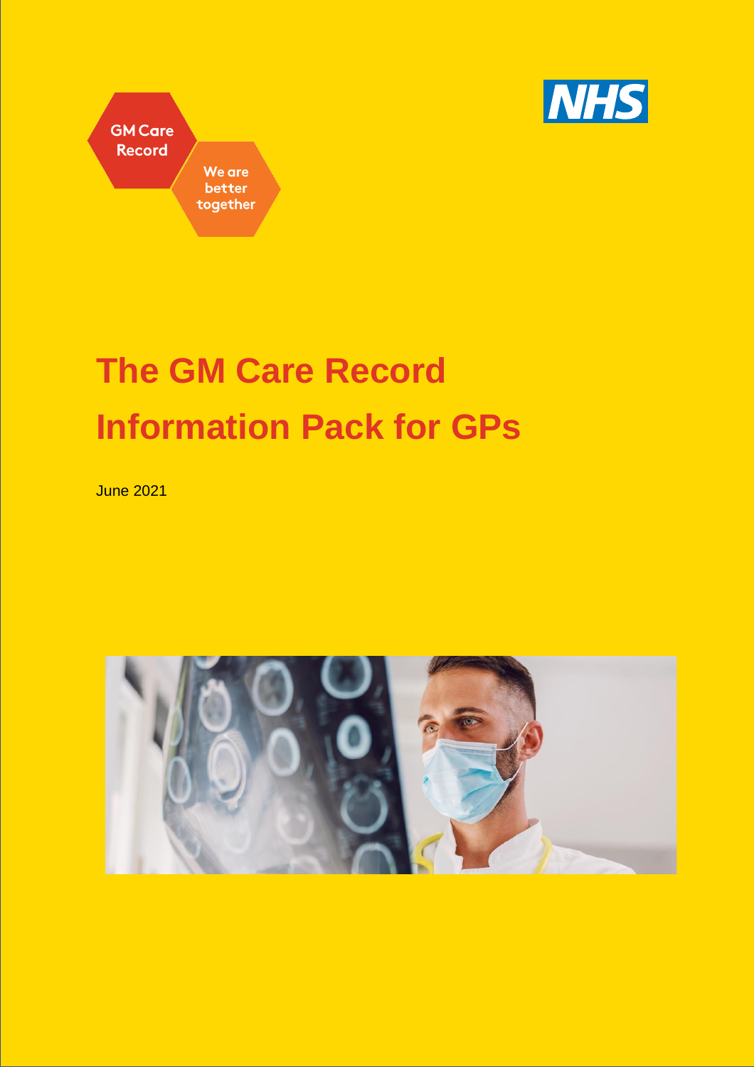GM Care Record

We are better together

NHS

# The GM Care Record Information Pack for GPs

June 2021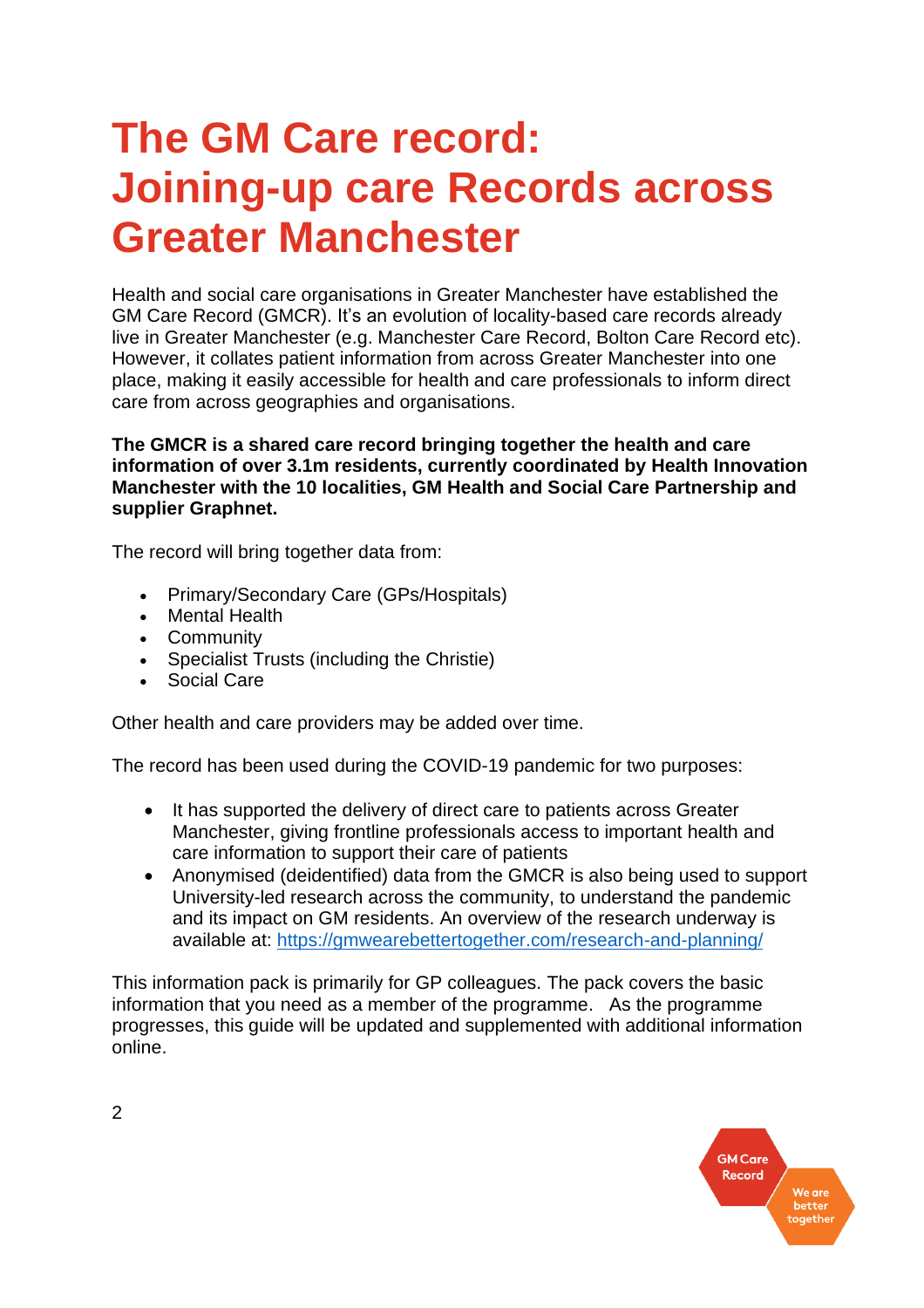# The GM Care record: Joining-up care Records across Greater Manchester

Health and social care organisations in Greater Manchester have established the GM Care Record (GMCR). It's an evolution of locality-based care records already live in Greater Manchester (e.g. Manchester Care Record, Bolton Care Record etc). However, it collates patient information from across Greater Manchester into one place, making it easily accessible for health and care professionals to inform direct care from across geographies and organisations.

**The GMCR is a shared care record bringing together the health and care information of over 3.1m residents, currently coordinated by Health Innovation Manchester with the 10 localities, GM Health and Social Care Partnership and supplier Graphnet.**

The record will bring together data from:

- Primary/Secondary Care (GPs/Hospitals)
- Mental Health
- Community
- Specialist Trusts (including the Christie)
- Social Care

Other health and care providers may be added over time.

The record has been used during the COVID-19 pandemic for two purposes:

- It has supported the delivery of direct care to patients across Greater Manchester, giving frontline professionals access to important health and care information to support their care of patients
- Anonymised (deidentified) data from the GMCR is also being used to support University-led research across the community, to understand the pandemic and its impact on GM residents. An overview of the research underway is available at: https://gmwearebettertogether.com/research-and-planning/

This information pack is primarily for GP colleagues. The pack covers the basic information that you need as a member of the programme. As the programme progresses, this guide will be updated and supplemented with additional information online.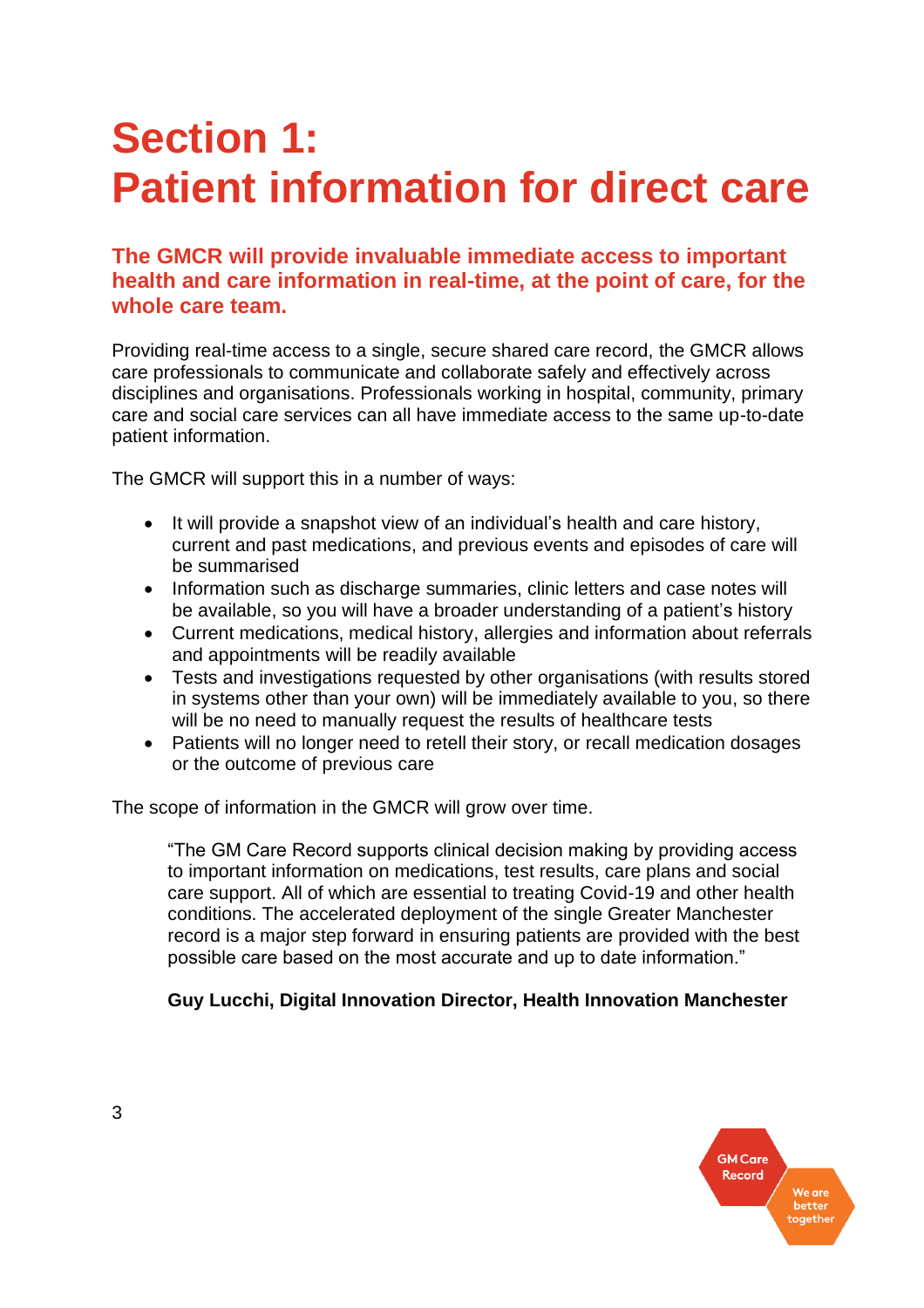# Section 1: Patient information for direct care

**The GMCR will provide invaluable immediate access to important health and care information in real-time, at the point of care, for the whole care team.**

Providing real-time access to a single, secure shared care record, the GMCR allows care professionals to communicate and collaborate safely and effectively across disciplines and organisations. Professionals working in hospital, community, primary care and social care services can all have immediate access to the same up-to-date patient information.

The GMCR will support this in a number of ways:

- It will provide a snapshot view of an individual's health and care history, current and past medications, and previous events and episodes of care will be summarised
- Information such as discharge summaries, clinic letters and case notes will be available, so you will have a broader understanding of a patient's history
- Current medications, medical history, allergies and information about referrals and appointments will be readily available
- Tests and investigations requested by other organisations (with results stored in systems other than your own) will be immediately available to you, so there will be no need to manually request the results of healthcare tests
- Patients will no longer need to retell their story, or recall medication dosages or the outcome of previous care

The scope of information in the GMCR will grow over time.

> "The GM Care Record supports clinical decision making by providing access to important information on medications, test results, care plans and social care support. All of which are essential to treating Covid-19 and other health conditions. The accelerated deployment of the single Greater Manchester record is a major step forward in ensuring patients are provided with the best possible care based on the most accurate and up to date information."
>
> **Guy Lucchi, Digital Innovation Director, Health Innovation Manchester**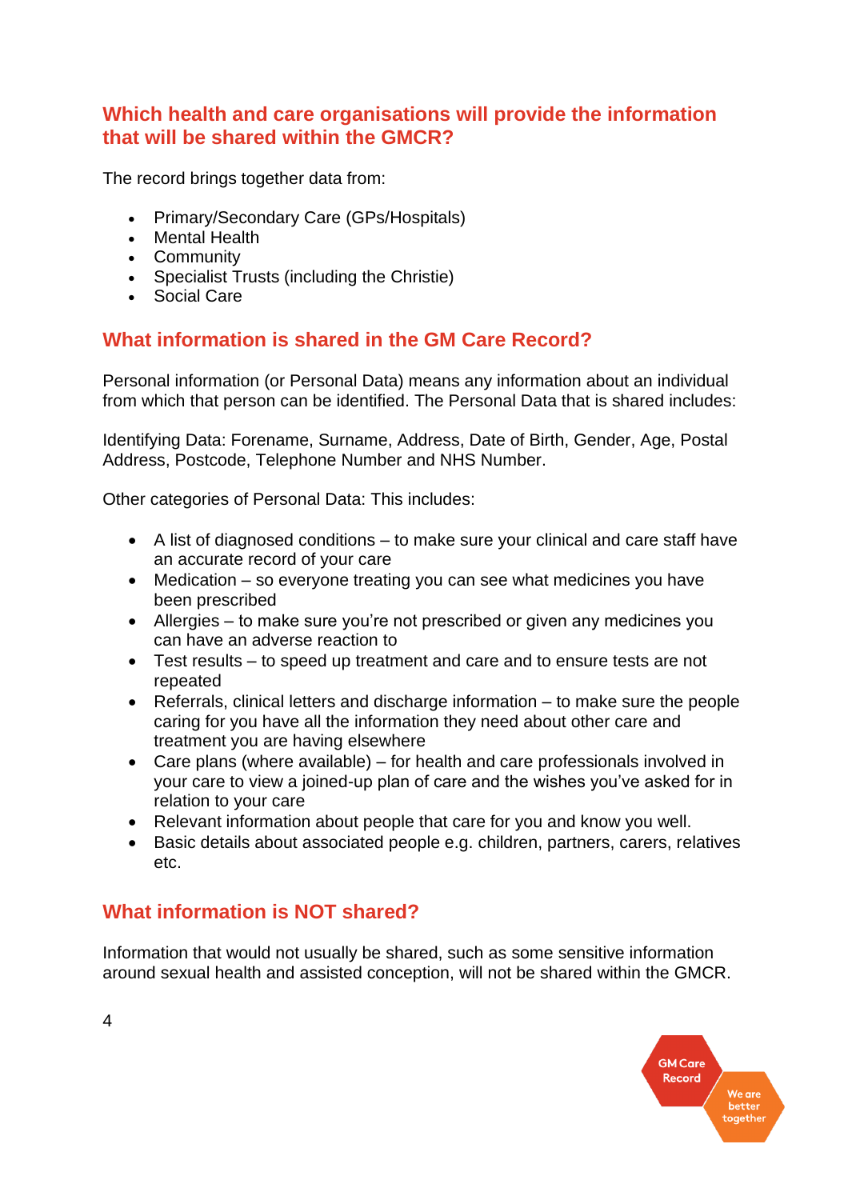## Which health and care organisations will provide the information that will be shared within the GMCR?

The record brings together data from:

- Primary/Secondary Care (GPs/Hospitals)
- Mental Health
- Community
- Specialist Trusts (including the Christie)
- Social Care

## What information is shared in the GM Care Record?

Personal information (or Personal Data) means any information about an individual from which that person can be identified. The Personal Data that is shared includes:

Identifying Data: Forename, Surname, Address, Date of Birth, Gender, Age, Postal Address, Postcode, Telephone Number and NHS Number.

Other categories of Personal Data: This includes:

- A list of diagnosed conditions – to make sure your clinical and care staff have an accurate record of your care
- Medication – so everyone treating you can see what medicines you have been prescribed
- Allergies – to make sure you're not prescribed or given any medicines you can have an adverse reaction to
- Test results – to speed up treatment and care and to ensure tests are not repeated
- Referrals, clinical letters and discharge information – to make sure the people caring for you have all the information they need about other care and treatment you are having elsewhere
- Care plans (where available) – for health and care professionals involved in your care to view a joined-up plan of care and the wishes you've asked for in relation to your care
- Relevant information about people that care for you and know you well.
- Basic details about associated people e.g. children, partners, carers, relatives etc.

## What information is NOT shared?

Information that would not usually be shared, such as some sensitive information around sexual health and assisted conception, will not be shared within the GMCR.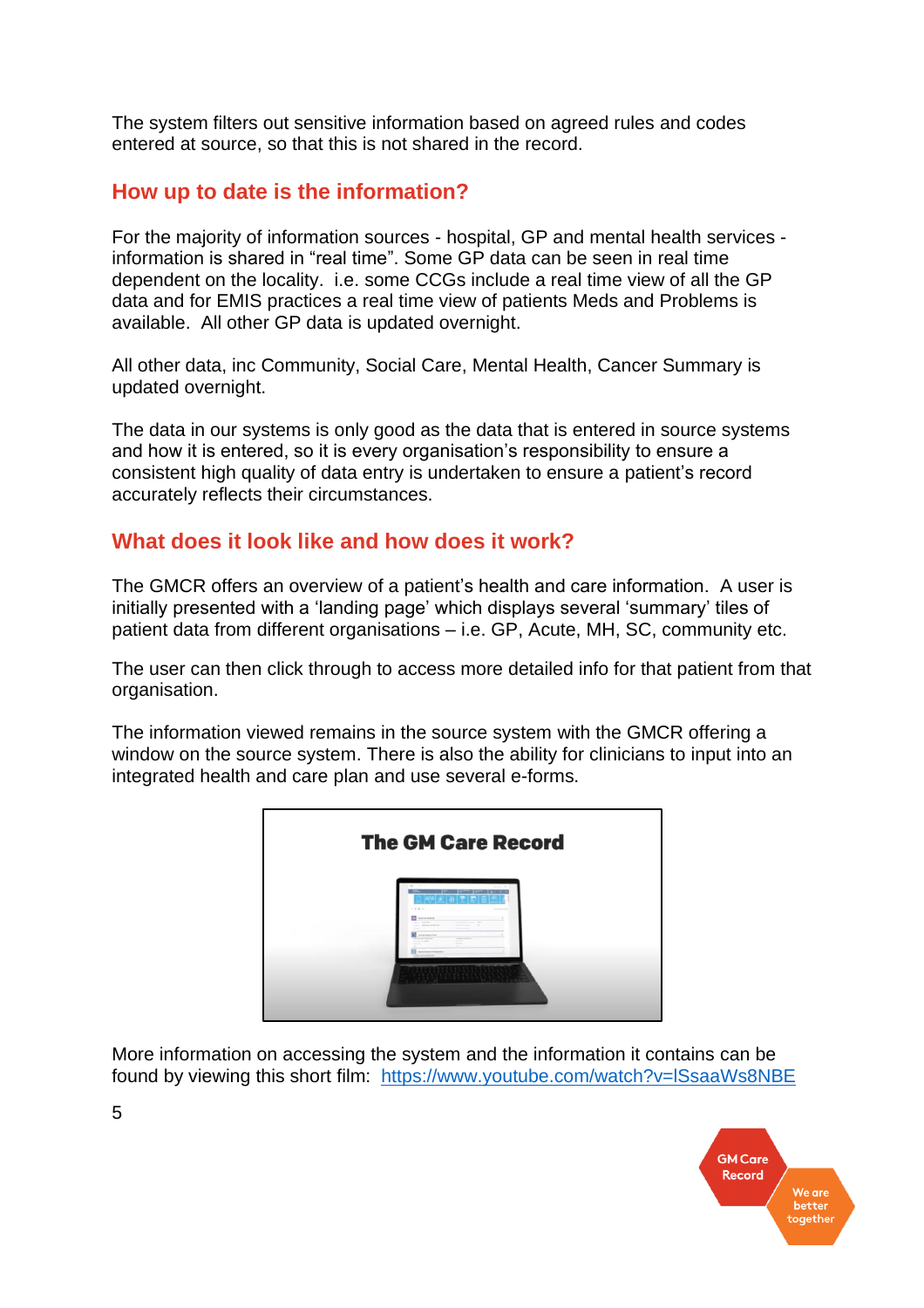The system filters out sensitive information based on agreed rules and codes entered at source, so that this is not shared in the record.

## How up to date is the information?

For the majority of information sources - hospital, GP and mental health services - information is shared in “real time”. Some GP data can be seen in real time dependent on the locality. i.e. some CCGs include a real time view of all the GP data and for EMIS practices a real time view of patients Meds and Problems is available. All other GP data is updated overnight.

All other data, inc Community, Social Care, Mental Health, Cancer Summary is updated overnight.

The data in our systems is only good as the data that is entered in source systems and how it is entered, so it is every organisation’s responsibility to ensure a consistent high quality of data entry is undertaken to ensure a patient’s record accurately reflects their circumstances.

## What does it look like and how does it work?

The GMCR offers an overview of a patient’s health and care information. A user is initially presented with a ‘landing page’ which displays several ‘summary’ tiles of patient data from different organisations – i.e. GP, Acute, MH, SC, community etc.

The user can then click through to access more detailed info for that patient from that organisation.

The information viewed remains in the source system with the GMCR offering a window on the source system. There is also the ability for clinicians to input into an integrated health and care plan and use several e-forms.

More information on accessing the system and the information it contains can be found by viewing this short film: https://www.youtube.com/watch?v=lSsaaWs8NBE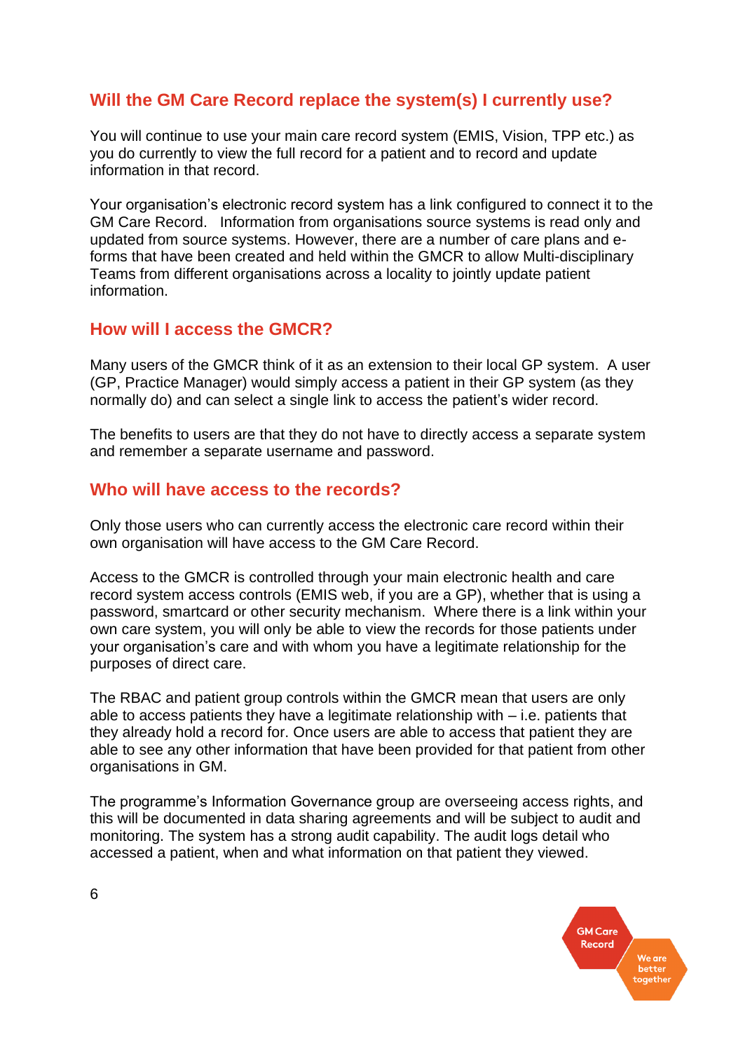## Will the GM Care Record replace the system(s) I currently use?

You will continue to use your main care record system (EMIS, Vision, TPP etc.) as you do currently to view the full record for a patient and to record and update information in that record.

Your organisation's electronic record system has a link configured to connect it to the GM Care Record. Information from organisations source systems is read only and updated from source systems. However, there are a number of care plans and e-forms that have been created and held within the GMCR to allow Multi-disciplinary Teams from different organisations across a locality to jointly update patient information.

## How will I access the GMCR?

Many users of the GMCR think of it as an extension to their local GP system. A user (GP, Practice Manager) would simply access a patient in their GP system (as they normally do) and can select a single link to access the patient's wider record.

The benefits to users are that they do not have to directly access a separate system and remember a separate username and password.

## Who will have access to the records?

Only those users who can currently access the electronic care record within their own organisation will have access to the GM Care Record.

Access to the GMCR is controlled through your main electronic health and care record system access controls (EMIS web, if you are a GP), whether that is using a password, smartcard or other security mechanism. Where there is a link within your own care system, you will only be able to view the records for those patients under your organisation's care and with whom you have a legitimate relationship for the purposes of direct care.

The RBAC and patient group controls within the GMCR mean that users are only able to access patients they have a legitimate relationship with – i.e. patients that they already hold a record for. Once users are able to access that patient they are able to see any other information that have been provided for that patient from other organisations in GM.

The programme's Information Governance group are overseeing access rights, and this will be documented in data sharing agreements and will be subject to audit and monitoring. The system has a strong audit capability. The audit logs detail who accessed a patient, when and what information on that patient they viewed.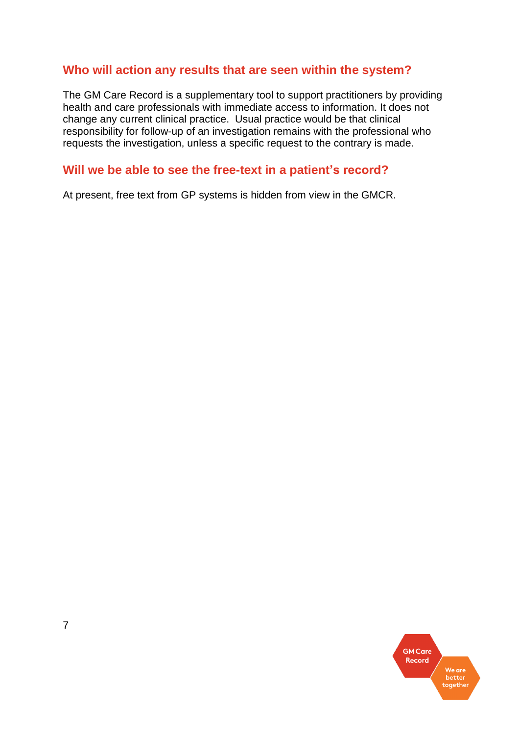## Who will action any results that are seen within the system?

The GM Care Record is a supplementary tool to support practitioners by providing health and care professionals with immediate access to information. It does not change any current clinical practice. Usual practice would be that clinical responsibility for follow-up of an investigation remains with the professional who requests the investigation, unless a specific request to the contrary is made.

## Will we be able to see the free-text in a patient's record?

At present, free text from GP systems is hidden from view in the GMCR.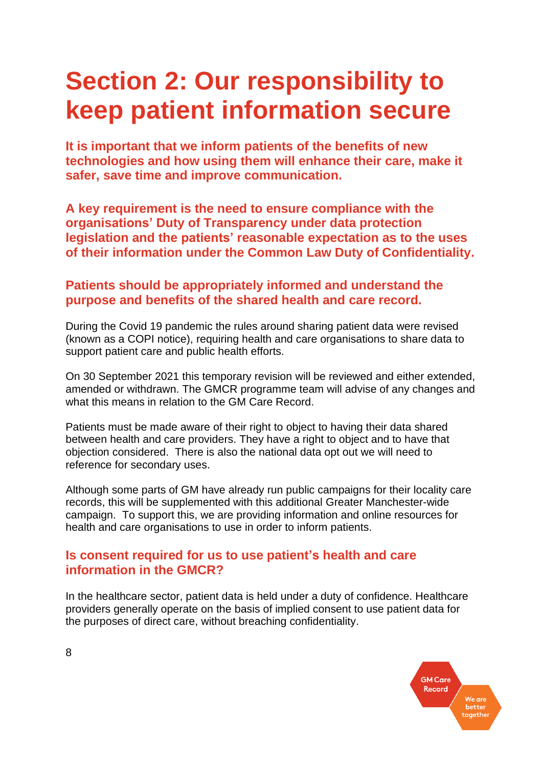# Section 2: Our responsibility to keep patient information secure

**It is important that we inform patients of the benefits of new technologies and how using them will enhance their care, make it safer, save time and improve communication.**

**A key requirement is the need to ensure compliance with the organisations' Duty of Transparency under data protection legislation and the patients' reasonable expectation as to the uses of their information under the Common Law Duty of Confidentiality.**

### Patients should be appropriately informed and understand the purpose and benefits of the shared health and care record.

During the Covid 19 pandemic the rules around sharing patient data were revised (known as a COPI notice), requiring health and care organisations to share data to support patient care and public health efforts.

On 30 September 2021 this temporary revision will be reviewed and either extended, amended or withdrawn. The GMCR programme team will advise of any changes and what this means in relation to the GM Care Record.

Patients must be made aware of their right to object to having their data shared between health and care providers. They have a right to object and to have that objection considered. There is also the national data opt out we will need to reference for secondary uses.

Although some parts of GM have already run public campaigns for their locality care records, this will be supplemented with this additional Greater Manchester-wide campaign. To support this, we are providing information and online resources for health and care organisations to use in order to inform patients.

### Is consent required for us to use patient's health and care information in the GMCR?

In the healthcare sector, patient data is held under a duty of confidence. Healthcare providers generally operate on the basis of implied consent to use patient data for the purposes of direct care, without breaching confidentiality.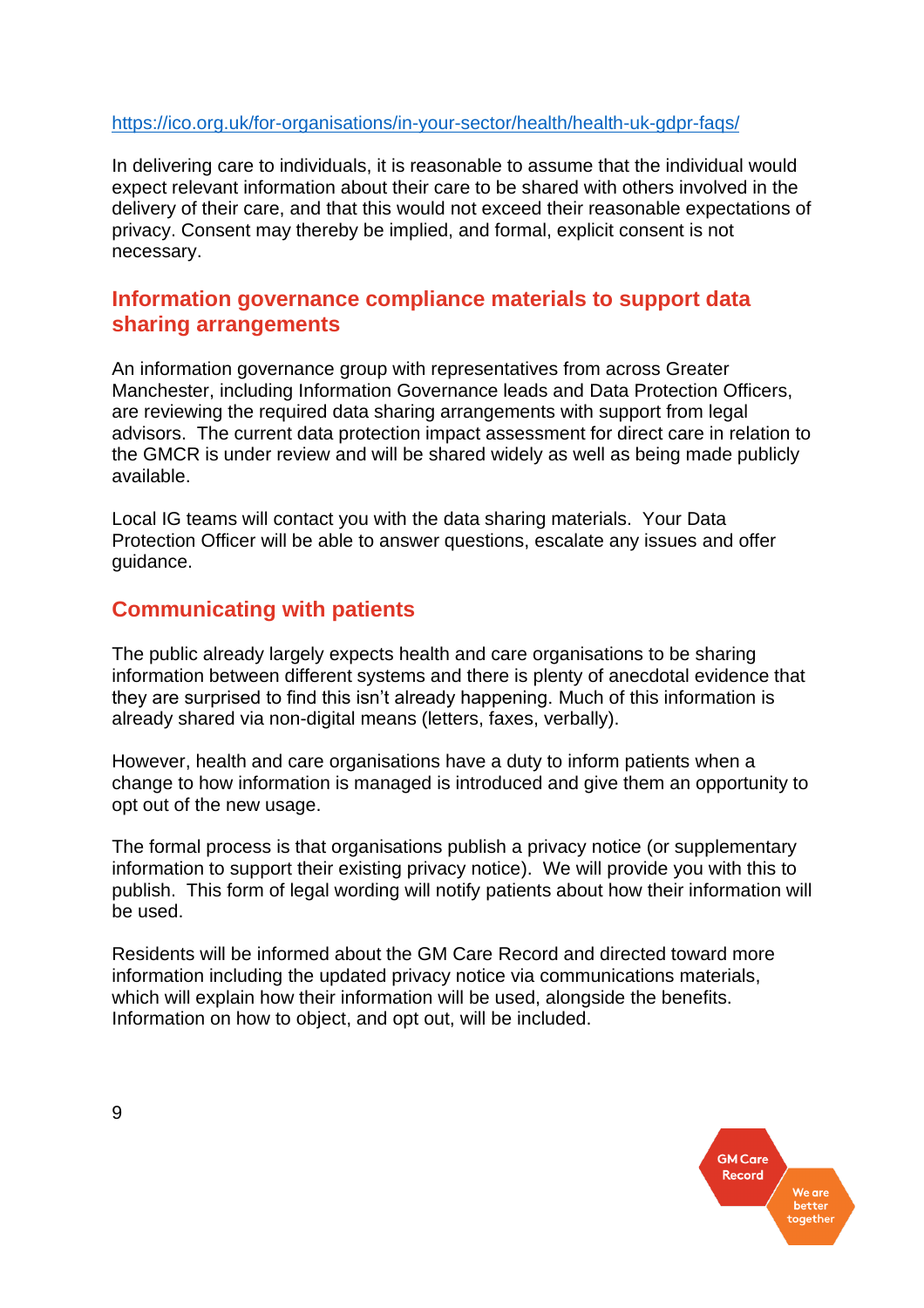https://ico.org.uk/for-organisations/in-your-sector/health/health-uk-gdpr-faqs/

In delivering care to individuals, it is reasonable to assume that the individual would expect relevant information about their care to be shared with others involved in the delivery of their care, and that this would not exceed their reasonable expectations of privacy. Consent may thereby be implied, and formal, explicit consent is not necessary.

## Information governance compliance materials to support data sharing arrangements

An information governance group with representatives from across Greater Manchester, including Information Governance leads and Data Protection Officers, are reviewing the required data sharing arrangements with support from legal advisors. The current data protection impact assessment for direct care in relation to the GMCR is under review and will be shared widely as well as being made publicly available.

Local IG teams will contact you with the data sharing materials. Your Data Protection Officer will be able to answer questions, escalate any issues and offer guidance.

## Communicating with patients

The public already largely expects health and care organisations to be sharing information between different systems and there is plenty of anecdotal evidence that they are surprised to find this isn't already happening. Much of this information is already shared via non-digital means (letters, faxes, verbally).

However, health and care organisations have a duty to inform patients when a change to how information is managed is introduced and give them an opportunity to opt out of the new usage.

The formal process is that organisations publish a privacy notice (or supplementary information to support their existing privacy notice). We will provide you with this to publish. This form of legal wording will notify patients about how their information will be used.

Residents will be informed about the GM Care Record and directed toward more information including the updated privacy notice via communications materials, which will explain how their information will be used, alongside the benefits. Information on how to object, and opt out, will be included.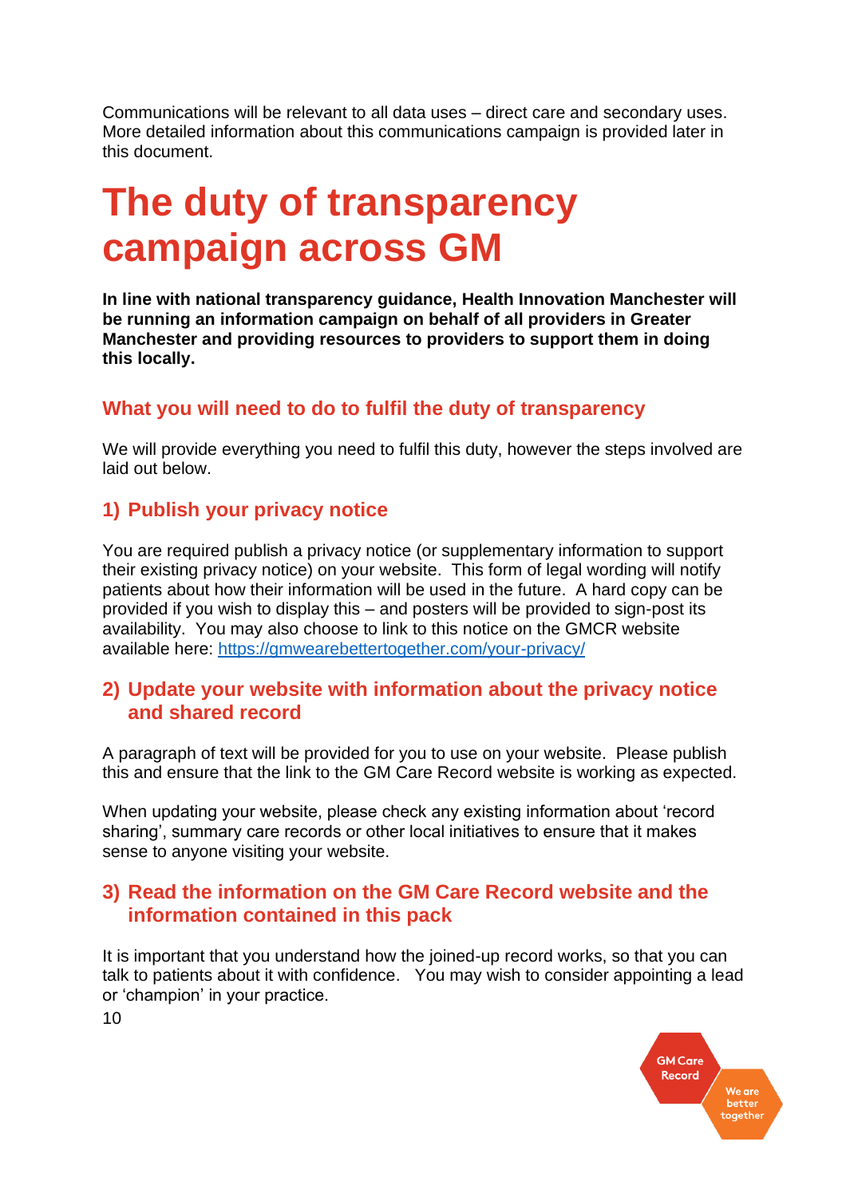Communications will be relevant to all data uses – direct care and secondary uses. More detailed information about this communications campaign is provided later in this document.

# The duty of transparency campaign across GM

**In line with national transparency guidance, Health Innovation Manchester will be running an information campaign on behalf of all providers in Greater Manchester and providing resources to providers to support them in doing this locally.**

## What you will need to do to fulfil the duty of transparency

We will provide everything you need to fulfil this duty, however the steps involved are laid out below.

### 1) Publish your privacy notice

You are required publish a privacy notice (or supplementary information to support their existing privacy notice) on your website. This form of legal wording will notify patients about how their information will be used in the future. A hard copy can be provided if you wish to display this – and posters will be provided to sign-post its availability. You may also choose to link to this notice on the GMCR website available here: [https://gmwearebettertogether.com/your-privacy/](https://gmwearebettertogether.com/your-privacy/)

### 2) Update your website with information about the privacy notice and shared record

A paragraph of text will be provided for you to use on your website. Please publish this and ensure that the link to the GM Care Record website is working as expected.

When updating your website, please check any existing information about 'record sharing', summary care records or other local initiatives to ensure that it makes sense to anyone visiting your website.

### 3) Read the information on the GM Care Record website and the information contained in this pack

It is important that you understand how the joined-up record works, so that you can talk to patients about it with confidence. You may wish to consider appointing a lead or 'champion' in your practice.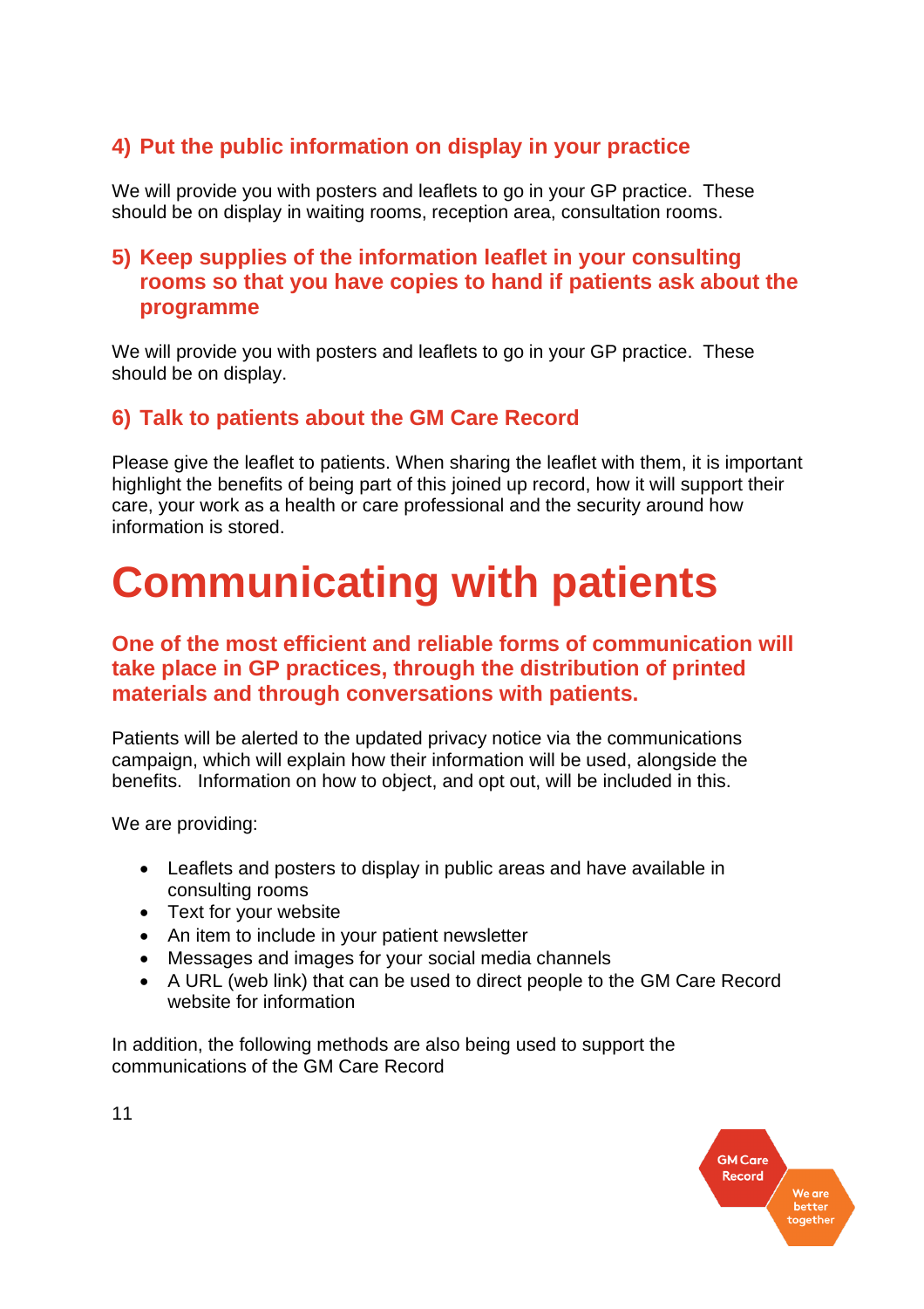### 4) Put the public information on display in your practice

We will provide you with posters and leaflets to go in your GP practice. These should be on display in waiting rooms, reception area, consultation rooms.

### 5) Keep supplies of the information leaflet in your consulting rooms so that you have copies to hand if patients ask about the programme

We will provide you with posters and leaflets to go in your GP practice. These should be on display.

### 6) Talk to patients about the GM Care Record

Please give the leaflet to patients. When sharing the leaflet with them, it is important highlight the benefits of being part of this joined up record, how it will support their care, your work as a health or care professional and the security around how information is stored.

# Communicating with patients

### One of the most efficient and reliable forms of communication will take place in GP practices, through the distribution of printed materials and through conversations with patients.

Patients will be alerted to the updated privacy notice via the communications campaign, which will explain how their information will be used, alongside the benefits. Information on how to object, and opt out, will be included in this.

We are providing:

- Leaflets and posters to display in public areas and have available in consulting rooms
- Text for your website
- An item to include in your patient newsletter
- Messages and images for your social media channels
- A URL (web link) that can be used to direct people to the GM Care Record website for information

In addition, the following methods are also being used to support the communications of the GM Care Record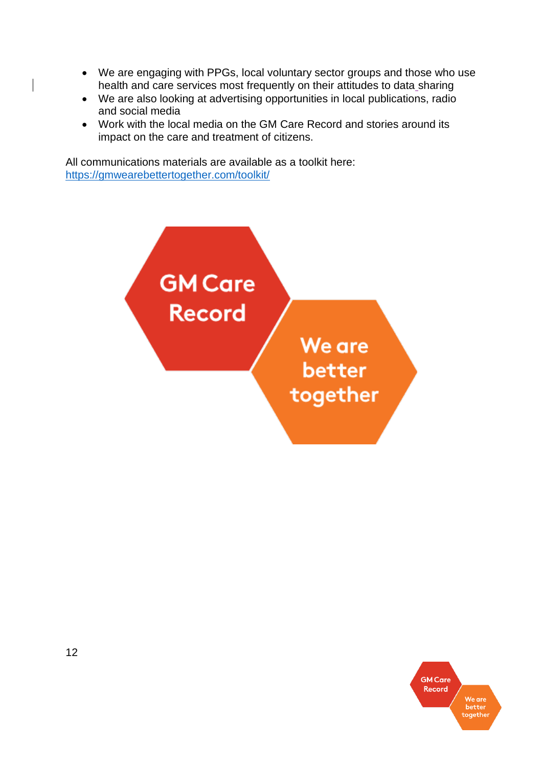- We are engaging with PPGs, local voluntary sector groups and those who use health and care services most frequently on their attitudes to data sharing
- We are also looking at advertising opportunities in local publications, radio and social media
- Work with the local media on the GM Care Record and stories around its impact on the care and treatment of citizens.

All communications materials are available as a toolkit here: [https://gmwearebettertogether.com/toolkit/](https://gmwearebettertogether.com/toolkit/)

GM Care Record

We are better together